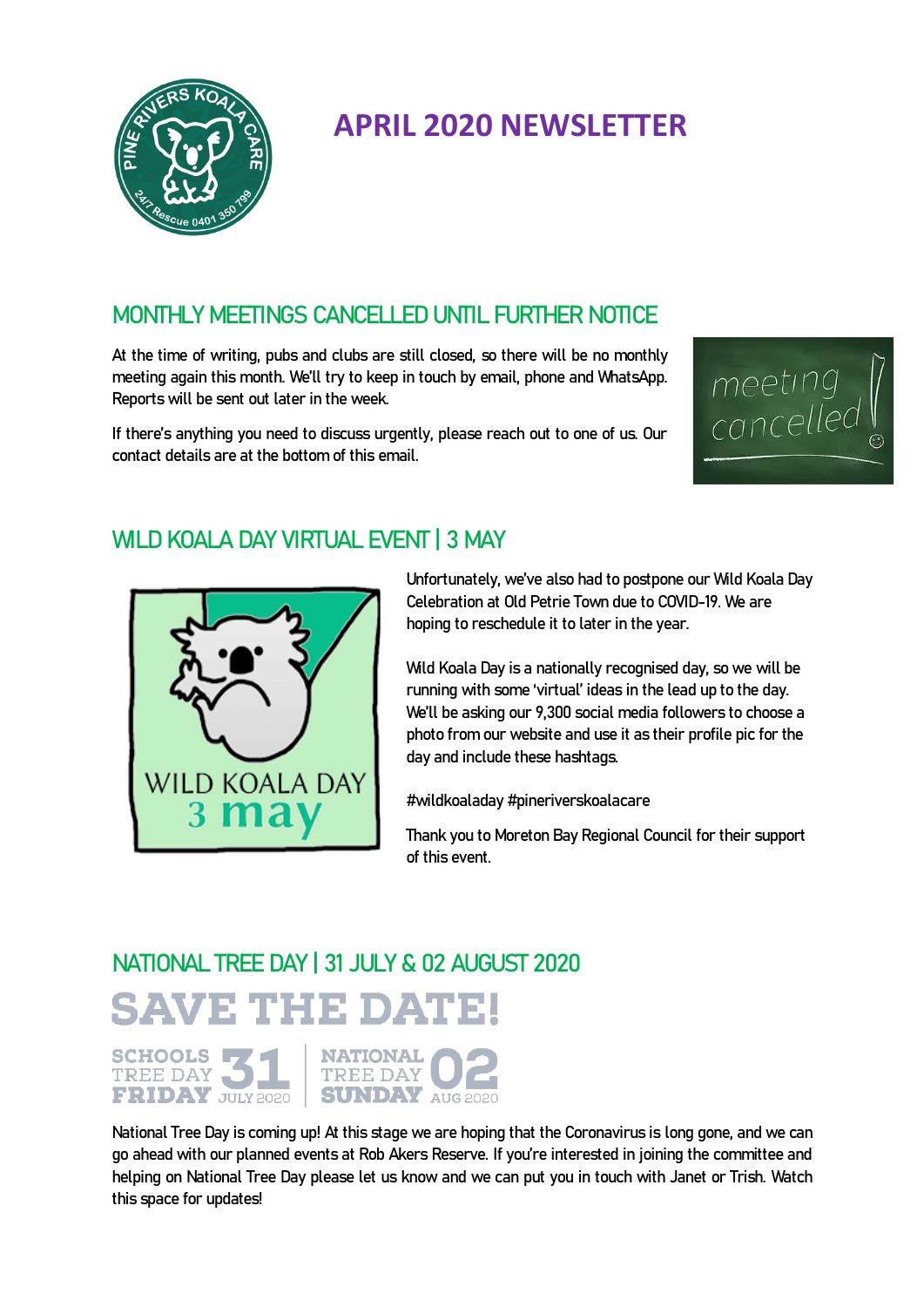# APRIL 2020 NEWSLETTER

## MONTHLY MEETINGS CANCELLED UNTIL FURTHER NOTICE

At the time of writing, pubs and clubs are still closed, so there will be no monthly meeting again this month. We'll try to keep in touch by email, phone and WhatsApp. Reports will be sent out later in the week.

If there's anything you need to discuss urgently, please reach out to one of us. Our contact details are at the bottom of this email.

## WILD KOALA DAY VIRTUAL EVENT | 3 MAY

Unfortunately, we've also had to postpone our Wild Koala Day Celebration at Old Petrie Town due to COVID-19. We are hoping to reschedule it to later in the year.

Wild Koala Day is a nationally recognised day, so we will be running with some 'virtual' ideas in the lead up to the day. We'll be asking our 9,300 social media followers to choose a photo from our website and use it as their profile pic for the day and include these hashtags.

#wildkoaladay #pineriverskoalacare

Thank you to Moreton Bay Regional Council for their support of this event.

## NATIONAL TREE DAY | 31 JULY & 02 AUGUST 2020

**SAVE THE DATE!**

SCHOOLS TREE DAY FRIDAY 31 JULY 2020 | NATIONAL TREE DAY SUNDAY 02 AUG 2020

National Tree Day is coming up! At this stage we are hoping that the Coronavirus is long gone, and we can go ahead with our planned events at Rob Akers Reserve. If you're interested in joining the committee and helping on National Tree Day please let us know and we can put you in touch with Janet or Trish. Watch this space for updates!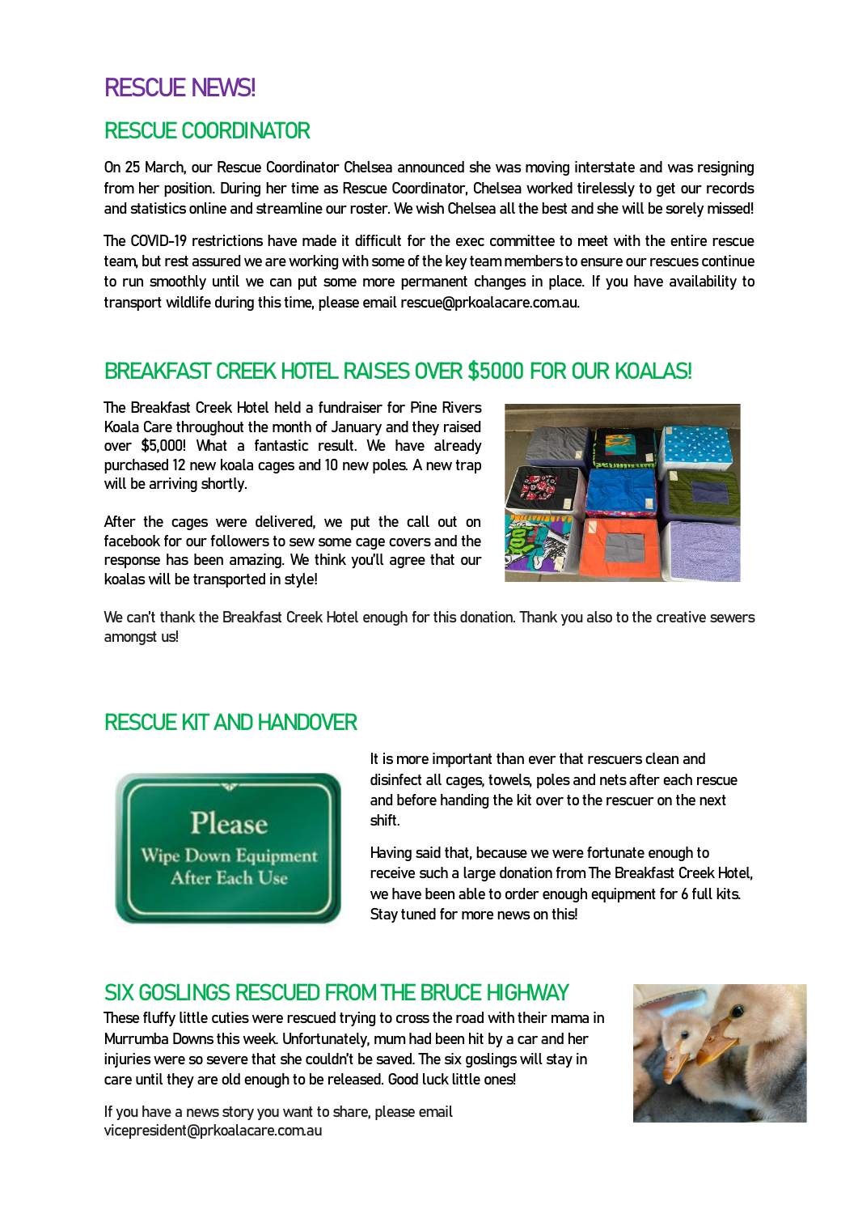# RESCUE NEWS!

## RESCUE COORDINATOR

On 25 March, our Rescue Coordinator Chelsea announced she was moving interstate and was resigning from her position. During her time as Rescue Coordinator, Chelsea worked tirelessly to get our records and statistics online and streamline our roster. We wish Chelsea all the best and she will be sorely missed!

The COVID-19 restrictions have made it difficult for the exec committee to meet with the entire rescue team, but rest assured we are working with some of the key team members to ensure our rescues continue to run smoothly until we can put some more permanent changes in place. If you have availability to transport wildlife during this time, please email rescue@prkoalacare.com.au.

## BREAKFAST CREEK HOTEL RAISES OVER $5000 FOR OUR KOALAS!

The Breakfast Creek Hotel held a fundraiser for Pine Rivers Koala Care throughout the month of January and they raised over $5,000! What a fantastic result. We have already purchased 12 new koala cages and 10 new poles. A new trap will be arriving shortly.

After the cages were delivered, we put the call out on facebook for our followers to sew some cage covers and the response has been amazing. We think you'll agree that our koalas will be transported in style!

We can't thank the Breakfast Creek Hotel enough for this donation. Thank you also to the creative sewers amongst us!

## RESCUE KIT AND HANDOVER

It is more important than ever that rescuers clean and disinfect all cages, towels, poles and nets after each rescue and before handing the kit over to the rescuer on the next shift.

Having said that, because we were fortunate enough to receive such a large donation from The Breakfast Creek Hotel, we have been able to order enough equipment for 6 full kits. Stay tuned for more news on this!

## SIX GOSLINGS RESCUED FROM THE BRUCE HIGHWAY

These fluffy little cuties were rescued trying to cross the road with their mama in Murrumba Downs this week. Unfortunately, mum had been hit by a car and her injuries were so severe that she couldn't be saved. The six goslings will stay in care until they are old enough to be released. Good luck little ones!

If you have a news story you want to share, please email vicepresident@prkoalacare.com.au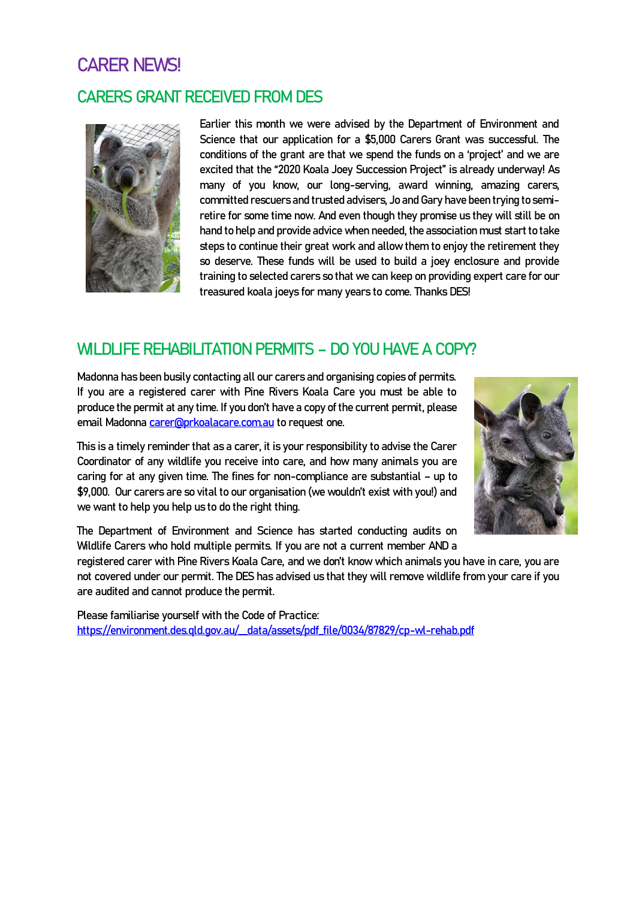# CARER NEWS!

## CARERS GRANT RECEIVED FROM DES

Earlier this month we were advised by the Department of Environment and Science that our application for a $5,000 Carers Grant was successful. The conditions of the grant are that we spend the funds on a 'project' and we are excited that the "2020 Koala Joey Succession Project" is already underway! As many of you know, our long-serving, award winning, amazing carers, committed rescuers and trusted advisers, Jo and Gary have been trying to semi-retire for some time now. And even though they promise us they will still be on hand to help and provide advice when needed, the association must start to take steps to continue their great work and allow them to enjoy the retirement they so deserve. These funds will be used to build a joey enclosure and provide training to selected carers so that we can keep on providing expert care for our treasured koala joeys for many years to come. Thanks DES!

## WILDLIFE REHABILITATION PERMITS – DO YOU HAVE A COPY?

Madonna has been busily contacting all our carers and organising copies of permits. If you are a registered carer with Pine Rivers Koala Care you must be able to produce the permit at any time. If you don't have a copy of the current permit, please email Madonna carer@prkoalacare.com.au to request one.

This is a timely reminder that as a carer, it is your responsibility to advise the Carer Coordinator of any wildlife you receive into care, and how many animals you are caring for at any given time. The fines for non-compliance are substantial – up to $9,000. Our carers are so vital to our organisation (we wouldn't exist with you!) and we want to help you help us to do the right thing.

The Department of Environment and Science has started conducting audits on Wildlife Carers who hold multiple permits. If you are not a current member AND a registered carer with Pine Rivers Koala Care, and we don't know which animals you have in care, you are not covered under our permit. The DES has advised us that they will remove wildlife from your care if you are audited and cannot produce the permit.

Please familiarise yourself with the Code of Practice:
https://environment.des.qld.gov.au/__data/assets/pdf_file/0034/87829/cp-wl-rehab.pdf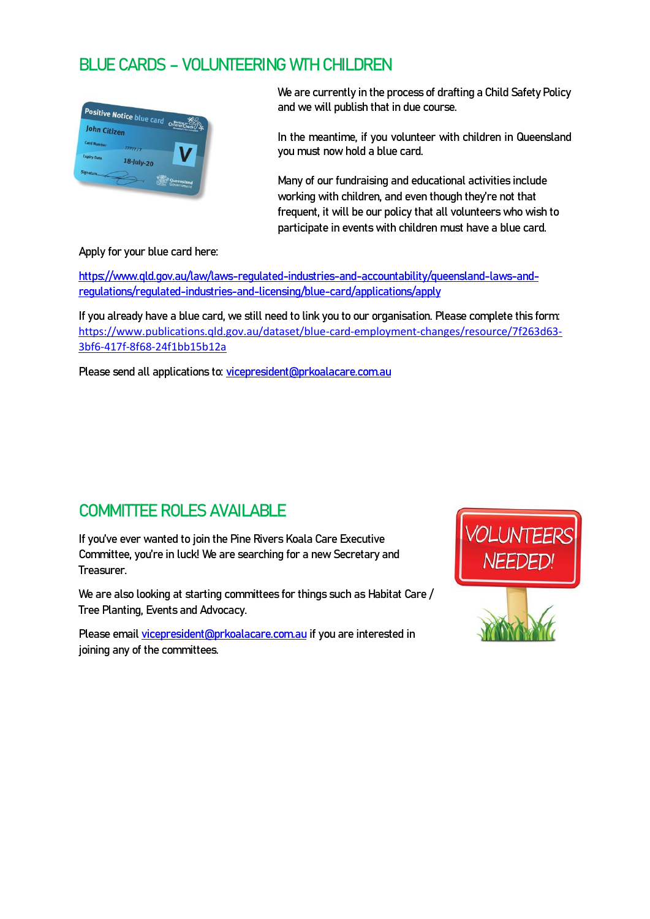## BLUE CARDS – VOLUNTEERING WITH CHILDREN

We are currently in the process of drafting a Child Safety Policy and we will publish that in due course.

In the meantime, if you volunteer with children in Queensland you must now hold a blue card.

Many of our fundraising and educational activities include working with children, and even though they're not that frequent, it will be our policy that all volunteers who wish to participate in events with children must have a blue card.

Apply for your blue card here:

https://www.qld.gov.au/law/laws-regulated-industries-and-accountability/queensland-laws-and-regulations/regulated-industries-and-licensing/blue-card/applications/apply

If you already have a blue card, we still need to link you to our organisation. Please complete this form: https://www.publications.qld.gov.au/dataset/blue-card-employment-changes/resource/7f263d63-3bf6-417f-8f68-24f1bb15b12a

Please send all applications to: vicepresident@prkoalacare.com.au

## COMMITTEE ROLES AVAILABLE

If you've ever wanted to join the Pine Rivers Koala Care Executive Committee, you're in luck! We are searching for a new Secretary and Treasurer.

We are also looking at starting committees for things such as Habitat Care / Tree Planting, Events and Advocacy.

Please email vicepresident@prkoalacare.com.au if you are interested in joining any of the committees.